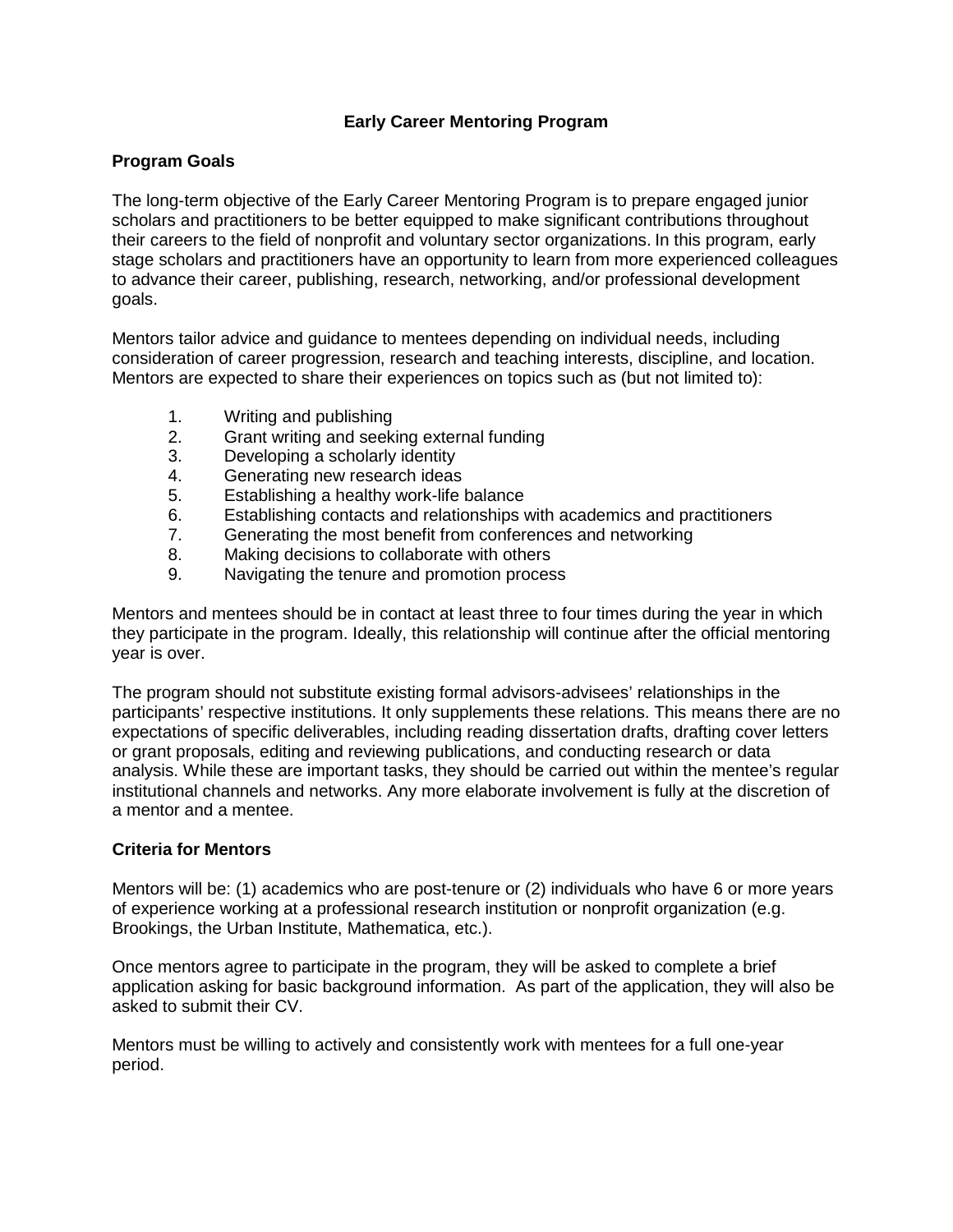# Early Career Mentoring Program

## Program Goals

The long-term objective of the Early Career Mentoring Program is to prepare engaged junior scholars and practitioners to be better equipped to make significant contributions throughout their careers to the field of nonprofit and voluntary sector organizations. In this program, early stage scholars and practitioners have an opportunity to learn from more experienced colleagues to advance their career, publishing, research, networking, and/or professional development goals.

Mentors tailor advice and guidance to mentees depending on individual needs, including consideration of career progression, research and teaching interests, discipline, and location. Mentors are expected to share their experiences on topics such as (but not limited to):

1. Writing and publishing
2. Grant writing and seeking external funding
3. Developing a scholarly identity
4. Generating new research ideas
5. Establishing a healthy work-life balance
6. Establishing contacts and relationships with academics and practitioners
7. Generating the most benefit from conferences and networking
8. Making decisions to collaborate with others
9. Navigating the tenure and promotion process

Mentors and mentees should be in contact at least three to four times during the year in which they participate in the program. Ideally, this relationship will continue after the official mentoring year is over.

The program should not substitute existing formal advisors-advisees' relationships in the participants' respective institutions. It only supplements these relations. This means there are no expectations of specific deliverables, including reading dissertation drafts, drafting cover letters or grant proposals, editing and reviewing publications, and conducting research or data analysis. While these are important tasks, they should be carried out within the mentee's regular institutional channels and networks. Any more elaborate involvement is fully at the discretion of a mentor and a mentee.

## Criteria for Mentors

Mentors will be: (1) academics who are post-tenure or (2) individuals who have 6 or more years of experience working at a professional research institution or nonprofit organization (e.g. Brookings, the Urban Institute, Mathematica, etc.).

Once mentors agree to participate in the program, they will be asked to complete a brief application asking for basic background information. As part of the application, they will also be asked to submit their CV.

Mentors must be willing to actively and consistently work with mentees for a full one-year period.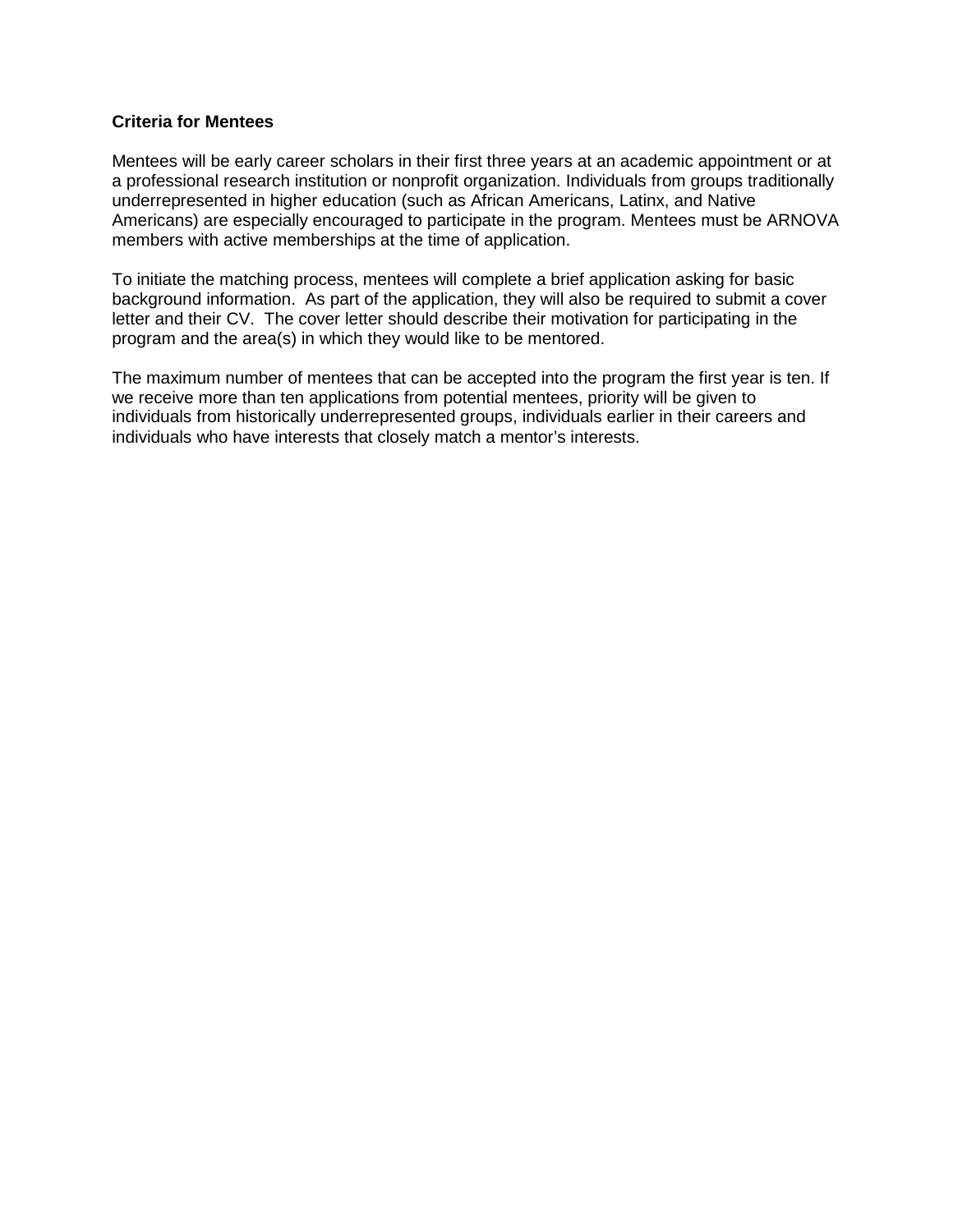**Criteria for Mentees**

Mentees will be early career scholars in their first three years at an academic appointment or at a professional research institution or nonprofit organization. Individuals from groups traditionally underrepresented in higher education (such as African Americans, Latinx, and Native Americans) are especially encouraged to participate in the program. Mentees must be ARNOVA members with active memberships at the time of application.

To initiate the matching process, mentees will complete a brief application asking for basic background information. As part of the application, they will also be required to submit a cover letter and their CV. The cover letter should describe their motivation for participating in the program and the area(s) in which they would like to be mentored.

The maximum number of mentees that can be accepted into the program the first year is ten. If we receive more than ten applications from potential mentees, priority will be given to individuals from historically underrepresented groups, individuals earlier in their careers and individuals who have interests that closely match a mentor's interests.